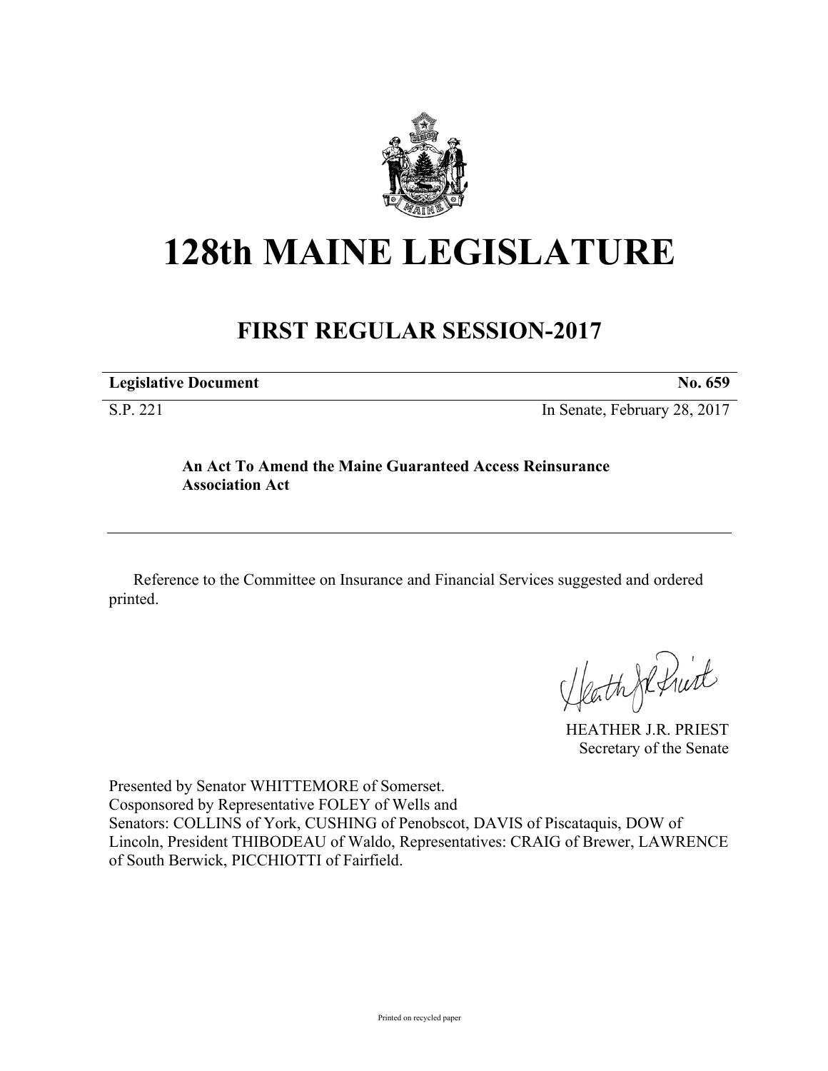# 128th MAINE LEGISLATURE

## FIRST REGULAR SESSION-2017

**Legislative Document** **No. 659**

S.P. 221 In Senate, February 28, 2017

**An Act To Amend the Maine Guaranteed Access Reinsurance Association Act**

Reference to the Committee on Insurance and Financial Services suggested and ordered printed.

HEATHER J.R. PRIEST
Secretary of the Senate

Presented by Senator WHITTEMORE of Somerset.
Cosponsored by Representative FOLEY of Wells and
Senators: COLLINS of York, CUSHING of Penobscot, DAVIS of Piscataquis, DOW of Lincoln, President THIBODEAU of Waldo, Representatives: CRAIG of Brewer, LAWRENCE of South Berwick, PICCHIOTTI of Fairfield.

Printed on recycled paper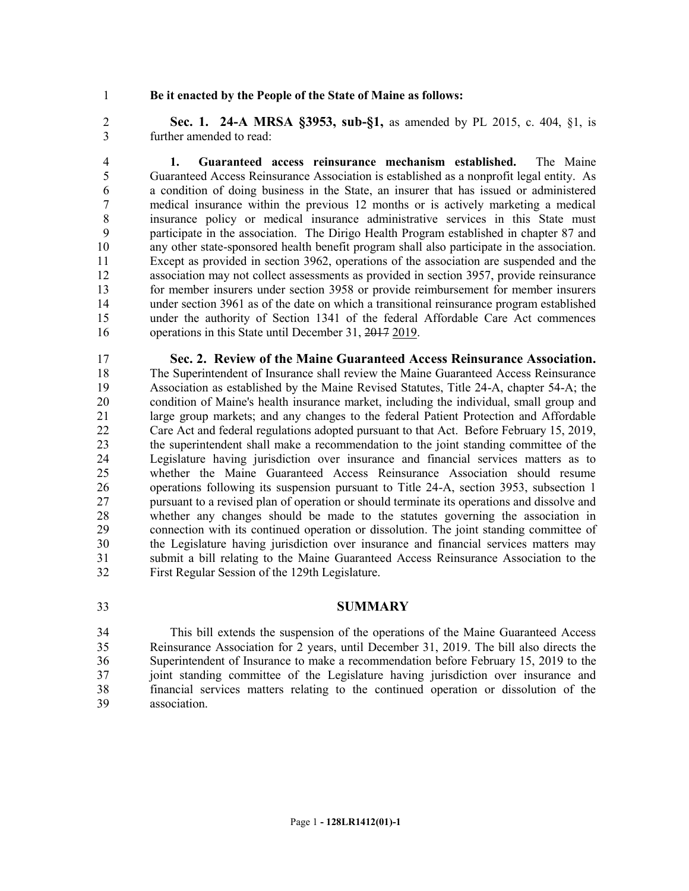**Be it enacted by the People of the State of Maine as follows:**

**Sec. 1. 24-A MRSA §3953, sub-§1,** as amended by PL 2015, c. 404, §1, is further amended to read:

**1. Guaranteed access reinsurance mechanism established.** The Maine Guaranteed Access Reinsurance Association is established as a nonprofit legal entity. As a condition of doing business in the State, an insurer that has issued or administered medical insurance within the previous 12 months or is actively marketing a medical insurance policy or medical insurance administrative services in this State must participate in the association. The Dirigo Health Program established in chapter 87 and any other state-sponsored health benefit program shall also participate in the association. Except as provided in section 3962, operations of the association are suspended and the association may not collect assessments as provided in section 3957, provide reinsurance for member insurers under section 3958 or provide reimbursement for member insurers under section 3961 as of the date on which a transitional reinsurance program established under the authority of Section 1341 of the federal Affordable Care Act commences operations in this State until December 31, ~~2017~~ 2019.

**Sec. 2. Review of the Maine Guaranteed Access Reinsurance Association.** The Superintendent of Insurance shall review the Maine Guaranteed Access Reinsurance Association as established by the Maine Revised Statutes, Title 24-A, chapter 54-A; the condition of Maine's health insurance market, including the individual, small group and large group markets; and any changes to the federal Patient Protection and Affordable Care Act and federal regulations adopted pursuant to that Act. Before February 15, 2019, the superintendent shall make a recommendation to the joint standing committee of the Legislature having jurisdiction over insurance and financial services matters as to whether the Maine Guaranteed Access Reinsurance Association should resume operations following its suspension pursuant to Title 24-A, section 3953, subsection 1 pursuant to a revised plan of operation or should terminate its operations and dissolve and whether any changes should be made to the statutes governing the association in connection with its continued operation or dissolution. The joint standing committee of the Legislature having jurisdiction over insurance and financial services matters may submit a bill relating to the Maine Guaranteed Access Reinsurance Association to the First Regular Session of the 129th Legislature.

## SUMMARY

This bill extends the suspension of the operations of the Maine Guaranteed Access Reinsurance Association for 2 years, until December 31, 2019. The bill also directs the Superintendent of Insurance to make a recommendation before February 15, 2019 to the joint standing committee of the Legislature having jurisdiction over insurance and financial services matters relating to the continued operation or dissolution of the association.